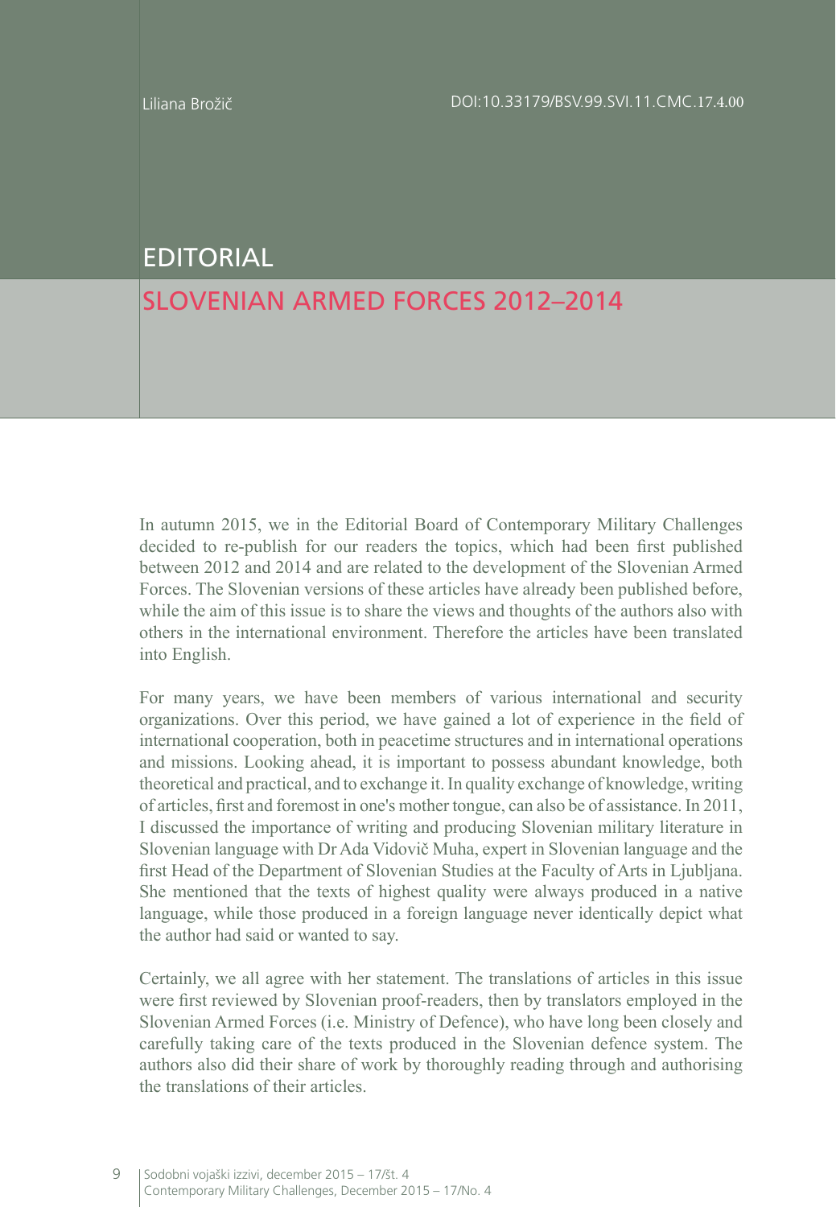Liliana Brožič

DOI:10.33179/BSV.99.SVI.11.CMC.17.4.00

# EDITORIAL

## SLOVENIAN ARMED FORCES 2012–2014

In autumn 2015, we in the Editorial Board of Contemporary Military Challenges decided to re-publish for our readers the topics, which had been first published between 2012 and 2014 and are related to the development of the Slovenian Armed Forces. The Slovenian versions of these articles have already been published before, while the aim of this issue is to share the views and thoughts of the authors also with others in the international environment. Therefore the articles have been translated into English.

For many years, we have been members of various international and security organizations. Over this period, we have gained a lot of experience in the field of international cooperation, both in peacetime structures and in international operations and missions. Looking ahead, it is important to possess abundant knowledge, both theoretical and practical, and to exchange it. In quality exchange of knowledge, writing of articles, first and foremost in one's mother tongue, can also be of assistance. In 2011, I discussed the importance of writing and producing Slovenian military literature in Slovenian language with Dr Ada Vidovič Muha, expert in Slovenian language and the first Head of the Department of Slovenian Studies at the Faculty of Arts in Ljubljana. She mentioned that the texts of highest quality were always produced in a native language, while those produced in a foreign language never identically depict what the author had said or wanted to say.

Certainly, we all agree with her statement. The translations of articles in this issue were first reviewed by Slovenian proof-readers, then by translators employed in the Slovenian Armed Forces (i.e. Ministry of Defence), who have long been closely and carefully taking care of the texts produced in the Slovenian defence system. The authors also did their share of work by thoroughly reading through and authorising the translations of their articles.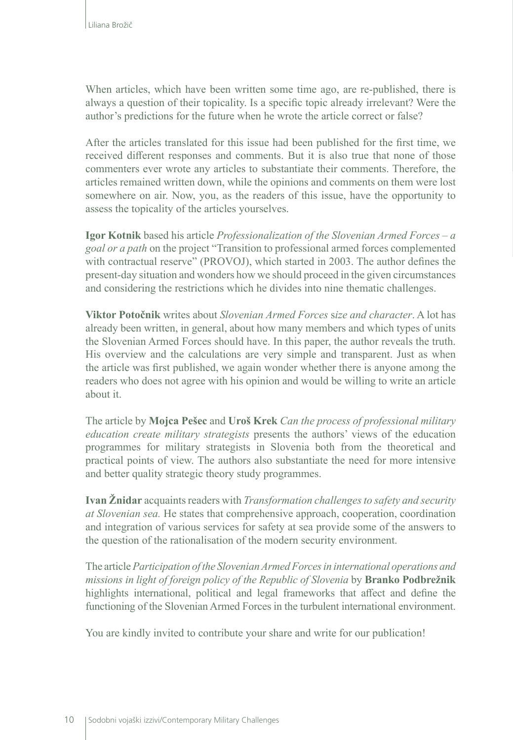When articles, which have been written some time ago, are re-published, there is always a question of their topicality. Is a specific topic already irrelevant? Were the author's predictions for the future when he wrote the article correct or false?

After the articles translated for this issue had been published for the first time, we received different responses and comments. But it is also true that none of those commenters ever wrote any articles to substantiate their comments. Therefore, the articles remained written down, while the opinions and comments on them were lost somewhere on air. Now, you, as the readers of this issue, have the opportunity to assess the topicality of the articles yourselves.

**Igor Kotnik** based his article *Professionalization of the Slovenian Armed Forces – a goal or a path* on the project "Transition to professional armed forces complemented with contractual reserve" (PROVOJ), which started in 2003. The author defines the present-day situation and wonders how we should proceed in the given circumstances and considering the restrictions which he divides into nine thematic challenges.

**Viktor Potočnik** writes about *Slovenian Armed Forces size and character*. A lot has already been written, in general, about how many members and which types of units the Slovenian Armed Forces should have. In this paper, the author reveals the truth. His overview and the calculations are very simple and transparent. Just as when the article was first published, we again wonder whether there is anyone among the readers who does not agree with his opinion and would be willing to write an article about it.

The article by **Mojca Pešec** and **Uroš Krek** *Can the process of professional military education create military strategists* presents the authors' views of the education programmes for military strategists in Slovenia both from the theoretical and practical points of view. The authors also substantiate the need for more intensive and better quality strategic theory study programmes.

**Ivan Žnidar** acquaints readers with *Transformation challenges to safety and security at Slovenian sea.* He states that comprehensive approach, cooperation, coordination and integration of various services for safety at sea provide some of the answers to the question of the rationalisation of the modern security environment.

The article *Participation of the Slovenian Armed Forces in international operations and missions in light of foreign policy of the Republic of Slovenia* by **Branko Podbrežnik** highlights international, political and legal frameworks that affect and define the functioning of the Slovenian Armed Forces in the turbulent international environment.

You are kindly invited to contribute your share and write for our publication!